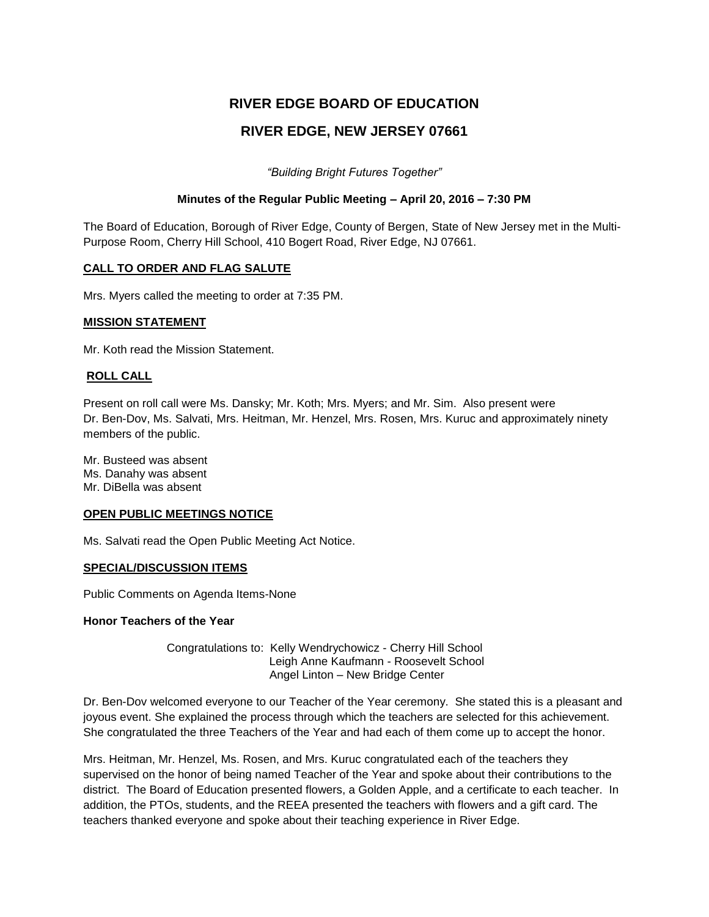# RIVER EDGE BOARD OF EDUCATION

# RIVER EDGE, NEW JERSEY 07661

*"Building Bright Futures Together"*

**Minutes of the Regular Public Meeting – April 20, 2016 – 7:30 PM**

The Board of Education, Borough of River Edge, County of Bergen, State of New Jersey met in the Multi-Purpose Room, Cherry Hill School, 410 Bogert Road, River Edge, NJ 07661.

## CALL TO ORDER AND FLAG SALUTE

Mrs. Myers called the meeting to order at 7:35 PM.

## MISSION STATEMENT

Mr. Koth read the Mission Statement.

## ROLL CALL

Present on roll call were Ms. Dansky; Mr. Koth; Mrs. Myers; and Mr. Sim. Also present were Dr. Ben-Dov, Ms. Salvati, Mrs. Heitman, Mr. Henzel, Mrs. Rosen, Mrs. Kuruc and approximately ninety members of the public.

Mr. Busteed was absent
Ms. Danahy was absent
Mr. DiBella was absent

## OPEN PUBLIC MEETINGS NOTICE

Ms. Salvati read the Open Public Meeting Act Notice.

## SPECIAL/DISCUSSION ITEMS

Public Comments on Agenda Items-None

**Honor Teachers of the Year**

Congratulations to: Kelly Wendrychowicz - Cherry Hill School
Leigh Anne Kaufmann - Roosevelt School
Angel Linton – New Bridge Center

Dr. Ben-Dov welcomed everyone to our Teacher of the Year ceremony. She stated this is a pleasant and joyous event. She explained the process through which the teachers are selected for this achievement. She congratulated the three Teachers of the Year and had each of them come up to accept the honor.

Mrs. Heitman, Mr. Henzel, Ms. Rosen, and Mrs. Kuruc congratulated each of the teachers they supervised on the honor of being named Teacher of the Year and spoke about their contributions to the district. The Board of Education presented flowers, a Golden Apple, and a certificate to each teacher. In addition, the PTOs, students, and the REEA presented the teachers with flowers and a gift card. The teachers thanked everyone and spoke about their teaching experience in River Edge.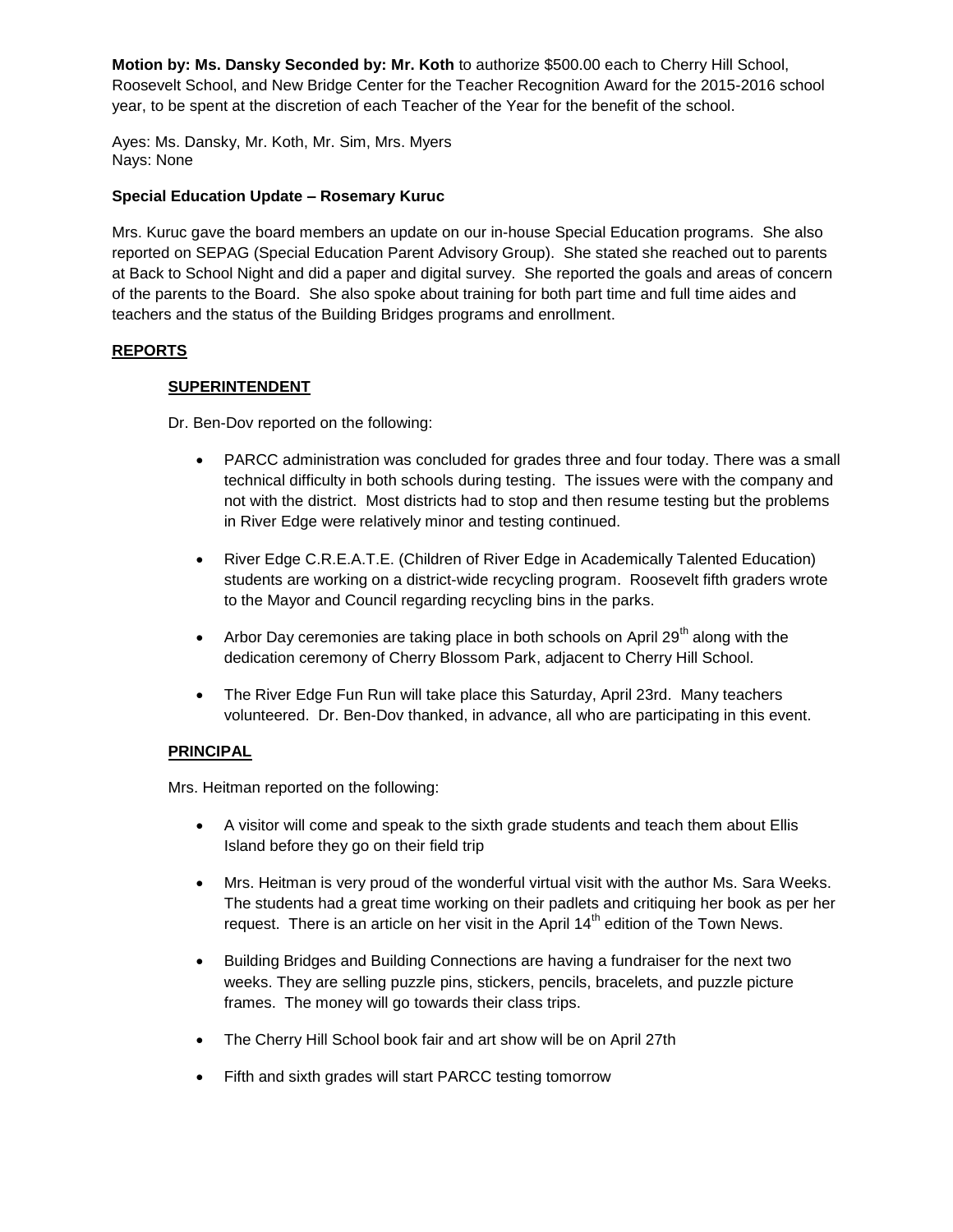**Motion by: Ms. Dansky Seconded by: Mr. Koth** to authorize $500.00 each to Cherry Hill School, Roosevelt School, and New Bridge Center for the Teacher Recognition Award for the 2015-2016 school year, to be spent at the discretion of each Teacher of the Year for the benefit of the school.

Ayes: Ms. Dansky, Mr. Koth, Mr. Sim, Mrs. Myers
Nays: None

**Special Education Update – Rosemary Kuruc**

Mrs. Kuruc gave the board members an update on our in-house Special Education programs. She also reported on SEPAG (Special Education Parent Advisory Group). She stated she reached out to parents at Back to School Night and did a paper and digital survey. She reported the goals and areas of concern of the parents to the Board. She also spoke about training for both part time and full time aides and teachers and the status of the Building Bridges programs and enrollment.

## REPORTS

### SUPERINTENDENT

Dr. Ben-Dov reported on the following:

- PARCC administration was concluded for grades three and four today. There was a small technical difficulty in both schools during testing. The issues were with the company and not with the district. Most districts had to stop and then resume testing but the problems in River Edge were relatively minor and testing continued.
- River Edge C.R.E.A.T.E. (Children of River Edge in Academically Talented Education) students are working on a district-wide recycling program. Roosevelt fifth graders wrote to the Mayor and Council regarding recycling bins in the parks.
- Arbor Day ceremonies are taking place in both schools on April 29th along with the dedication ceremony of Cherry Blossom Park, adjacent to Cherry Hill School.
- The River Edge Fun Run will take place this Saturday, April 23rd. Many teachers volunteered. Dr. Ben-Dov thanked, in advance, all who are participating in this event.

### PRINCIPAL

Mrs. Heitman reported on the following:

- A visitor will come and speak to the sixth grade students and teach them about Ellis Island before they go on their field trip
- Mrs. Heitman is very proud of the wonderful virtual visit with the author Ms. Sara Weeks. The students had a great time working on their padlets and critiquing her book as per her request. There is an article on her visit in the April 14th edition of the Town News.
- Building Bridges and Building Connections are having a fundraiser for the next two weeks. They are selling puzzle pins, stickers, pencils, bracelets, and puzzle picture frames. The money will go towards their class trips.
- The Cherry Hill School book fair and art show will be on April 27th
- Fifth and sixth grades will start PARCC testing tomorrow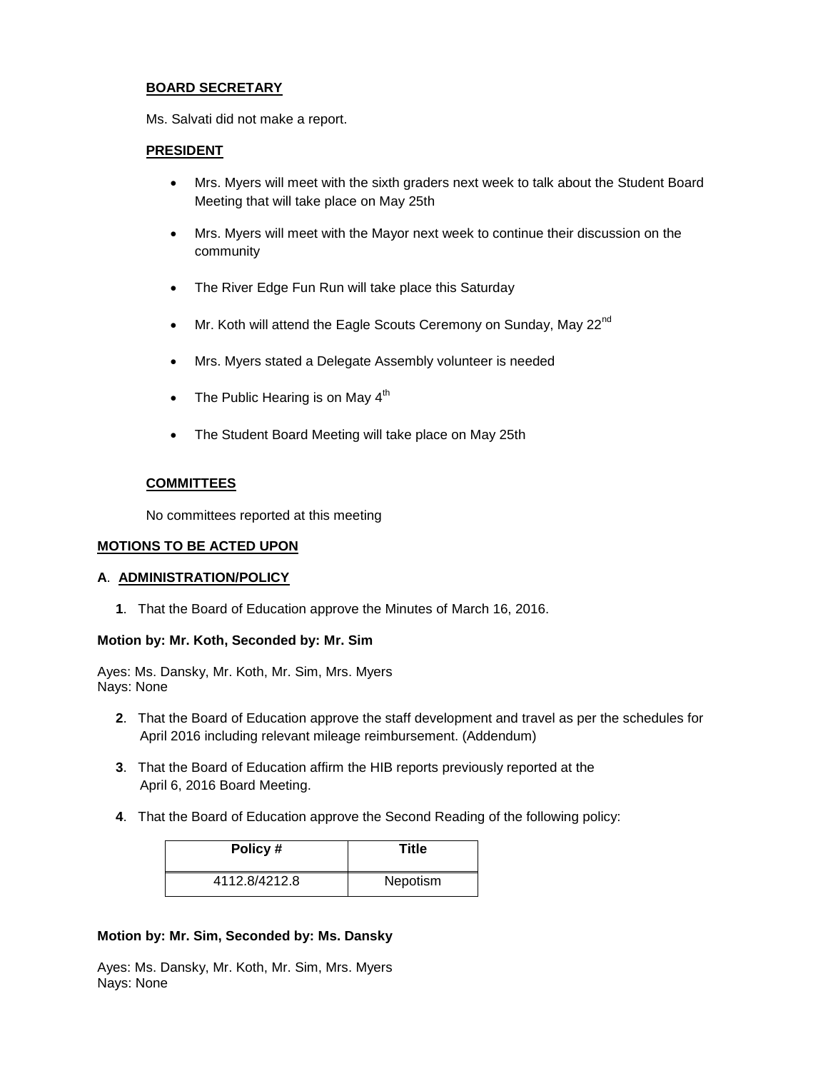**BOARD SECRETARY**

Ms. Salvati did not make a report.

**PRESIDENT**

- Mrs. Myers will meet with the sixth graders next week to talk about the Student Board Meeting that will take place on May 25th
- Mrs. Myers will meet with the Mayor next week to continue their discussion on the community
- The River Edge Fun Run will take place this Saturday
- Mr. Koth will attend the Eagle Scouts Ceremony on Sunday, May 22nd
- Mrs. Myers stated a Delegate Assembly volunteer is needed
- The Public Hearing is on May 4th
- The Student Board Meeting will take place on May 25th

**COMMITTEES**

No committees reported at this meeting

**MOTIONS TO BE ACTED UPON**

**A. ADMINISTRATION/POLICY**

**1**. That the Board of Education approve the Minutes of March 16, 2016.

**Motion by: Mr. Koth, Seconded by: Mr. Sim**

Ayes: Ms. Dansky, Mr. Koth, Mr. Sim, Mrs. Myers
Nays: None

**2**. That the Board of Education approve the staff development and travel as per the schedules for April 2016 including relevant mileage reimbursement. (Addendum)

**3**. That the Board of Education affirm the HIB reports previously reported at the April 6, 2016 Board Meeting.

**4**. That the Board of Education approve the Second Reading of the following policy:

| Policy # | Title |
|---|---|
| 4112.8/4212.8 | Nepotism |

**Motion by: Mr. Sim, Seconded by: Ms. Dansky**

Ayes: Ms. Dansky, Mr. Koth, Mr. Sim, Mrs. Myers
Nays: None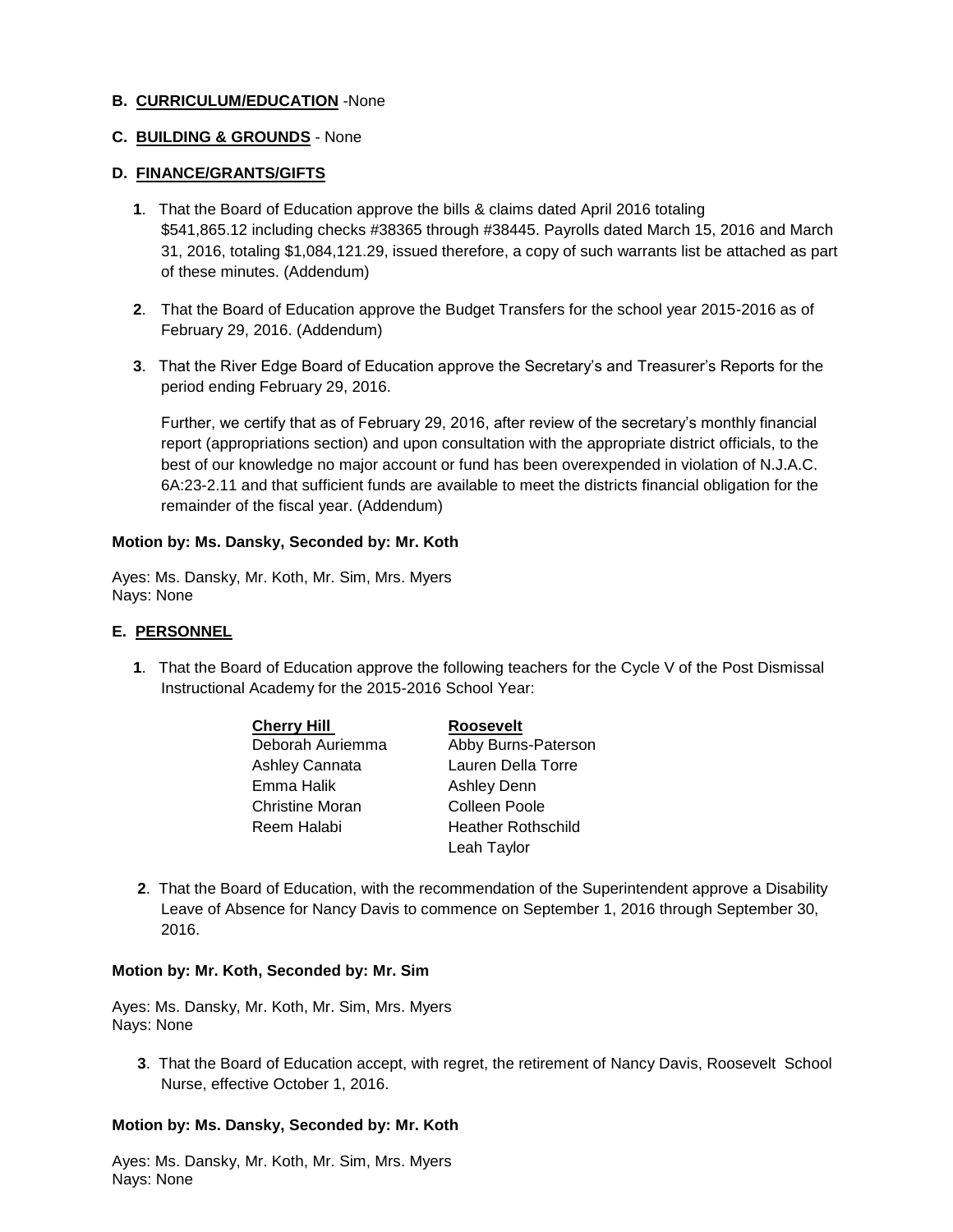**B. CURRICULUM/EDUCATION** -None

**C. BUILDING & GROUNDS** - None

**D. FINANCE/GRANTS/GIFTS**

**1**. That the Board of Education approve the bills & claims dated April 2016 totaling $541,865.12 including checks #38365 through #38445. Payrolls dated March 15, 2016 and March 31, 2016, totaling $1,084,121.29, issued therefore, a copy of such warrants list be attached as part of these minutes. (Addendum)

**2**. That the Board of Education approve the Budget Transfers for the school year 2015-2016 as of February 29, 2016. (Addendum)

**3**. That the River Edge Board of Education approve the Secretary's and Treasurer's Reports for the period ending February 29, 2016.

Further, we certify that as of February 29, 2016, after review of the secretary's monthly financial report (appropriations section) and upon consultation with the appropriate district officials, to the best of our knowledge no major account or fund has been overexpended in violation of N.J.A.C. 6A:23-2.11 and that sufficient funds are available to meet the districts financial obligation for the remainder of the fiscal year. (Addendum)

**Motion by: Ms. Dansky, Seconded by: Mr. Koth**

Ayes: Ms. Dansky, Mr. Koth, Mr. Sim, Mrs. Myers
Nays: None

**E. PERSONNEL**

**1**. That the Board of Education approve the following teachers for the Cycle V of the Post Dismissal Instructional Academy for the 2015-2016 School Year:

| Cherry Hill | Roosevelt |
|---|---|
| Deborah Auriemma | Abby Burns-Paterson |
| Ashley Cannata | Lauren Della Torre |
| Emma Halik | Ashley Denn |
| Christine Moran | Colleen Poole |
| Reem Halabi | Heather Rothschild |
| | Leah Taylor |

**2**. That the Board of Education, with the recommendation of the Superintendent approve a Disability Leave of Absence for Nancy Davis to commence on September 1, 2016 through September 30, 2016.

**Motion by: Mr. Koth, Seconded by: Mr. Sim**

Ayes: Ms. Dansky, Mr. Koth, Mr. Sim, Mrs. Myers
Nays: None

**3**. That the Board of Education accept, with regret, the retirement of Nancy Davis, Roosevelt School Nurse, effective October 1, 2016.

**Motion by: Ms. Dansky, Seconded by: Mr. Koth**

Ayes: Ms. Dansky, Mr. Koth, Mr. Sim, Mrs. Myers
Nays: None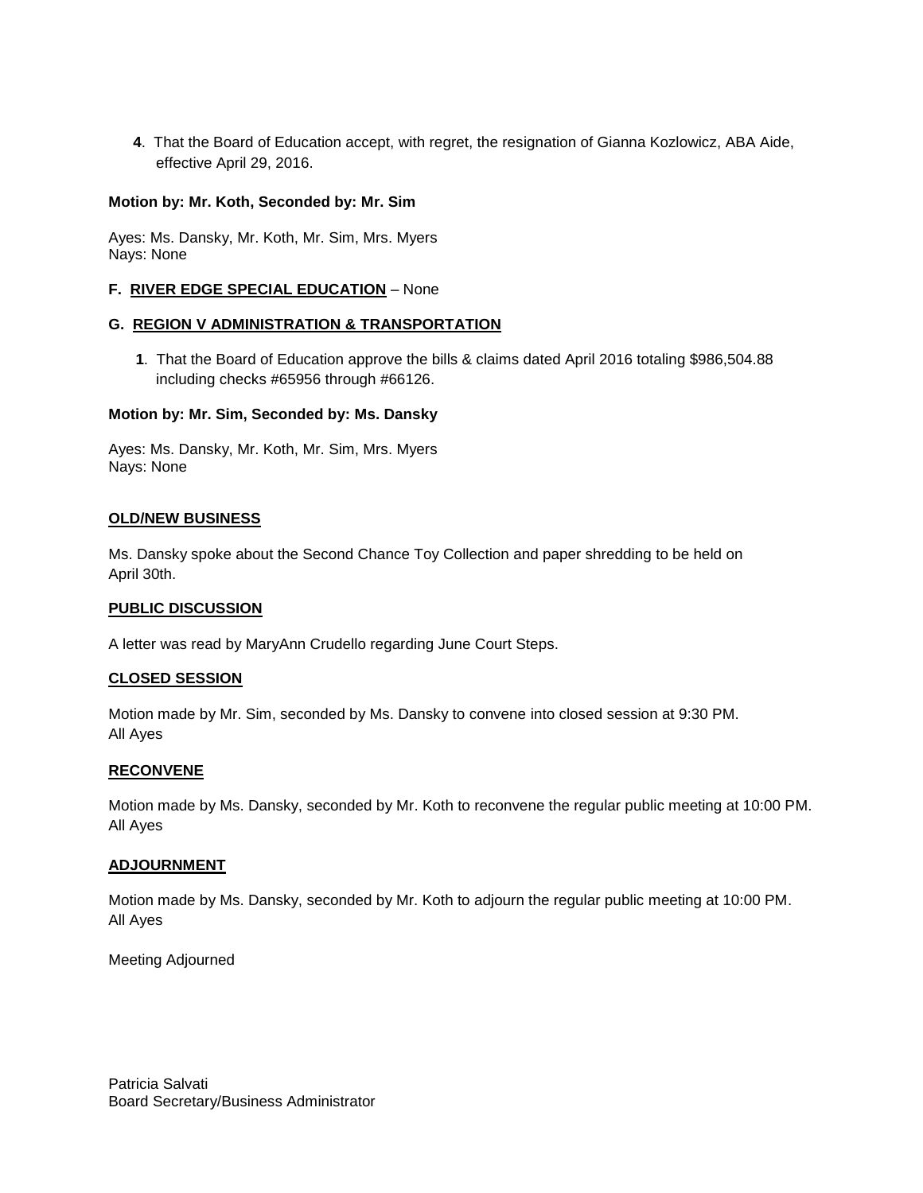**4**. That the Board of Education accept, with regret, the resignation of Gianna Kozlowicz, ABA Aide, effective April 29, 2016.

**Motion by: Mr. Koth, Seconded by: Mr. Sim**

Ayes: Ms. Dansky, Mr. Koth, Mr. Sim, Mrs. Myers
Nays: None

**F. RIVER EDGE SPECIAL EDUCATION** – None

**G. REGION V ADMINISTRATION & TRANSPORTATION**

**1**. That the Board of Education approve the bills & claims dated April 2016 totaling $986,504.88 including checks #65956 through #66126.

**Motion by: Mr. Sim, Seconded by: Ms. Dansky**

Ayes: Ms. Dansky, Mr. Koth, Mr. Sim, Mrs. Myers
Nays: None

**OLD/NEW BUSINESS**

Ms. Dansky spoke about the Second Chance Toy Collection and paper shredding to be held on April 30th.

**PUBLIC DISCUSSION**

A letter was read by MaryAnn Crudello regarding June Court Steps.

**CLOSED SESSION**

Motion made by Mr. Sim, seconded by Ms. Dansky to convene into closed session at 9:30 PM.
All Ayes

**RECONVENE**

Motion made by Ms. Dansky, seconded by Mr. Koth to reconvene the regular public meeting at 10:00 PM.
All Ayes

**ADJOURNMENT**

Motion made by Ms. Dansky, seconded by Mr. Koth to adjourn the regular public meeting at 10:00 PM.
All Ayes

Meeting Adjourned

Patricia Salvati
Board Secretary/Business Administrator